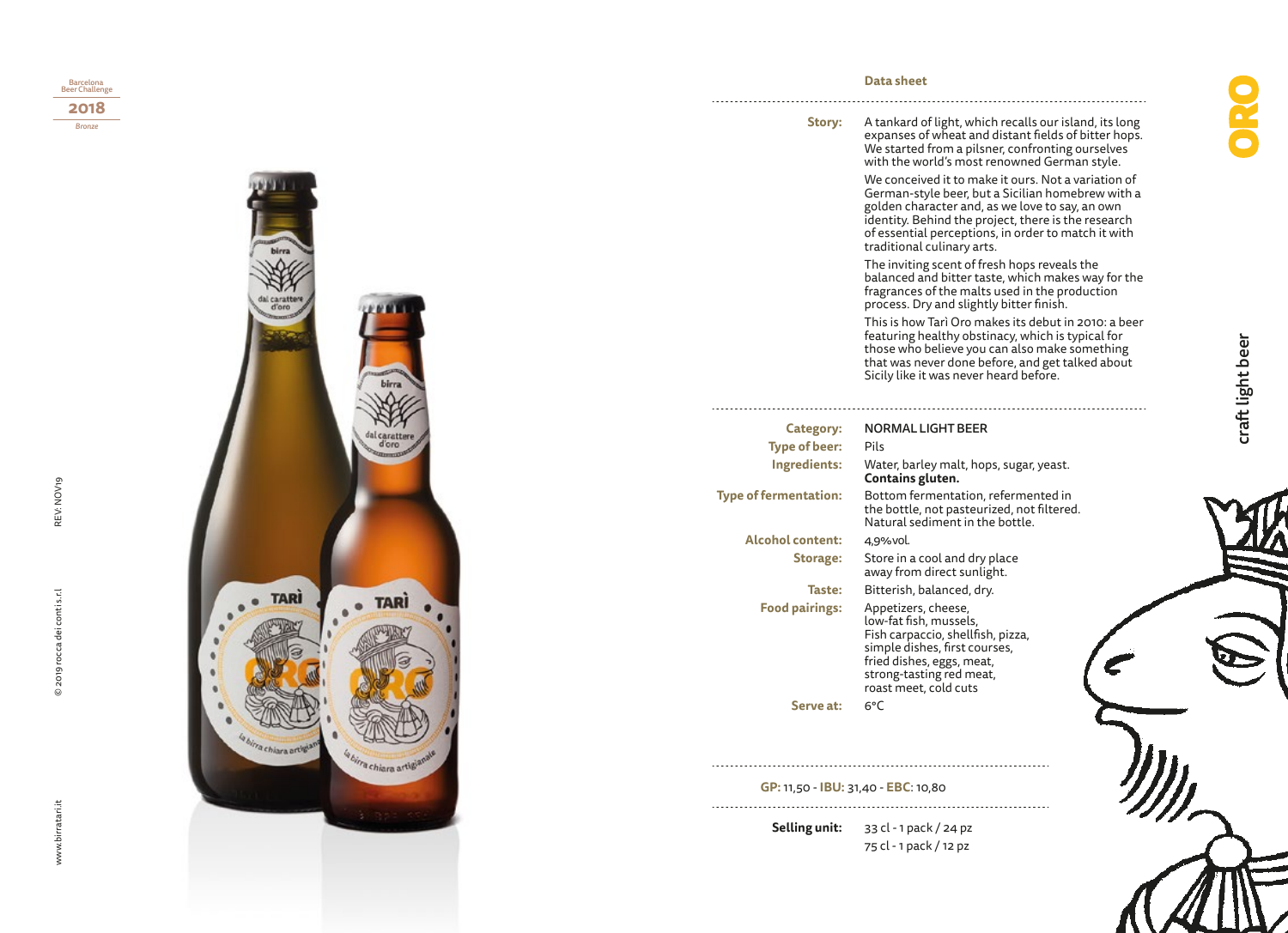# ORO

## craft light beer

Barcelona Beer Challenge
**2018**
*Bronze*

### Data sheet

**Story:** A tankard of light, which recalls our island, its long expanses of wheat and distant fields of bitter hops. We started from a pilsner, confronting ourselves with the world's most renowned German style.

We conceived it to make it ours. Not a variation of German-style beer, but a Sicilian homebrew with a golden character and, as we love to say, an own identity. Behind the project, there is the research of essential perceptions, in order to match it with traditional culinary arts.

The inviting scent of fresh hops reveals the balanced and bitter taste, which makes way for the fragrances of the malts used in the production process. Dry and slightly bitter finish.

This is how Tarì Oro makes its debut in 2010: a beer featuring healthy obstinacy, which is typical for those who believe you can also make something that was never done before, and get talked about Sicily like it was never heard before.

**Category:** NORMAL LIGHT BEER

**Type of beer:** Pils

**Ingredients:** Water, barley malt, hops, sugar, yeast. **Contains gluten.**

**Type of fermentation:** Bottom fermentation, refermented in the bottle, not pasteurized, not filtered. Natural sediment in the bottle.

**Alcohol content:** 4,9%vol.

**Storage:** Store in a cool and dry place away from direct sunlight.

**Taste:** Bitterish, balanced, dry.

**Food pairings:** Appetizers, cheese, low-fat fish, mussels, Fish carpaccio, shellfish, pizza, simple dishes, first courses, fried dishes, eggs, meat, strong-tasting red meat, roast meet, cold cuts

**Serve at:** 6°C

**GP:** 11,50 - **IBU:** 31,40 - **EBC:** 10,80

**Selling unit:** 33 cl - 1 pack / 24 pz
75 cl - 1 pack / 12 pz

www.birratari.it © 2019 rocca dei conti s.r.l REV: NOV19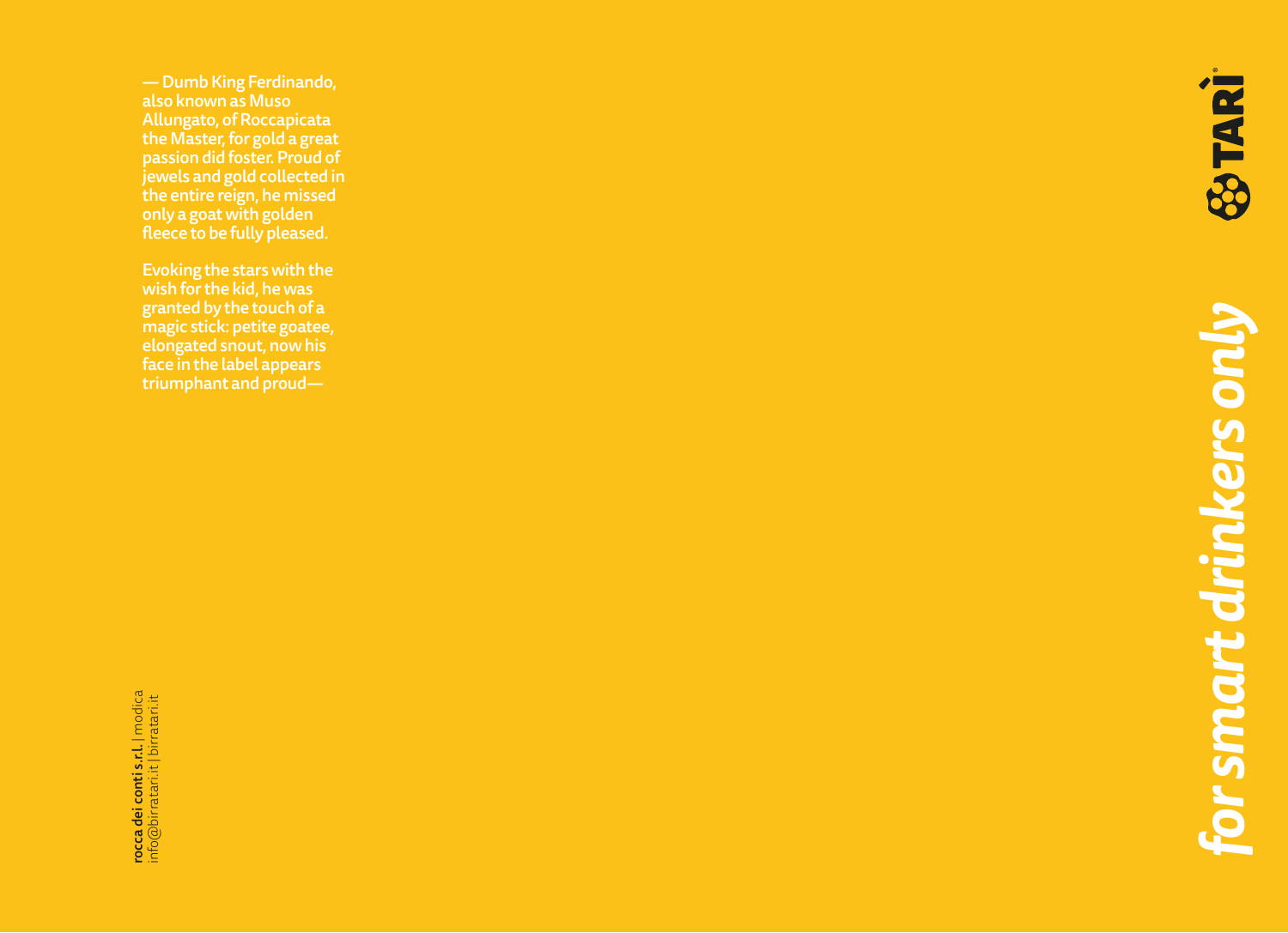— Dumb King Ferdinando, also known as Muso Allungato, of Roccapicata the Master, for gold a great passion did foster. Proud of jewels and gold collected in the entire reign, he missed only a goat with golden fleece to be fully pleased.

Evoking the stars with the wish for the kid, he was granted by the touch of a magic stick: petite goatee, elongated snout, now his face in the label appears triumphant and proud—

**rocca dei conti s.r.l.** | modica
info@birratari.it | birratari.it

***for smart drinkers only***

TARÌ®